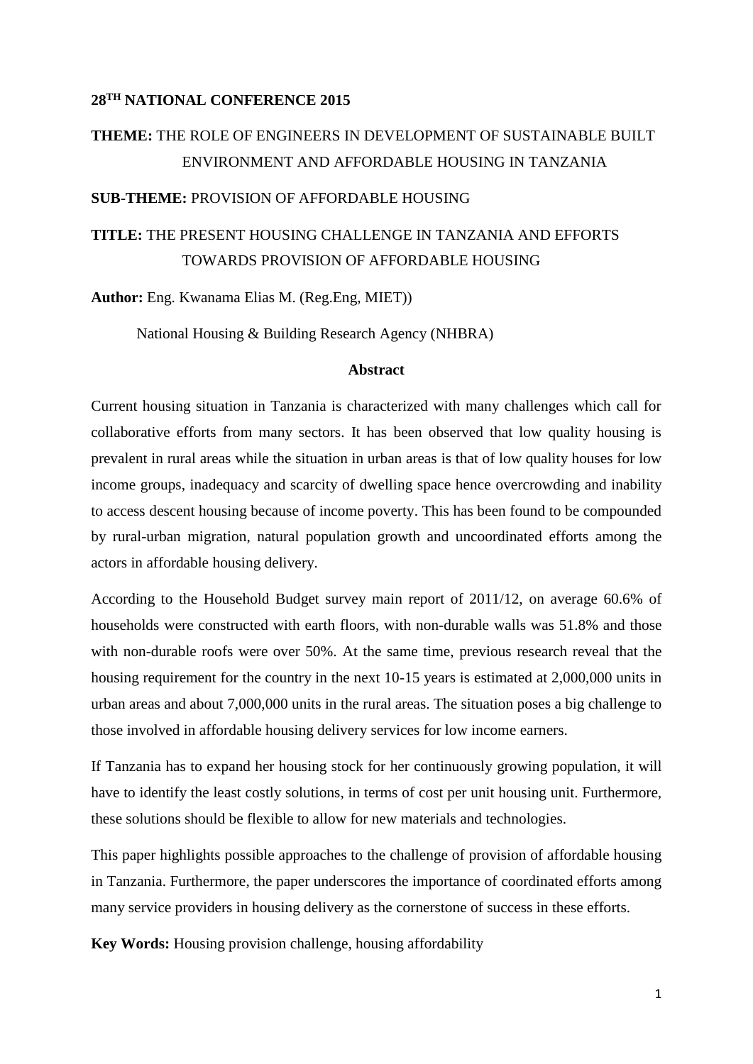**28TH NATIONAL CONFERENCE 2015**

**THEME:** THE ROLE OF ENGINEERS IN DEVELOPMENT OF SUSTAINABLE BUILT ENVIRONMENT AND AFFORDABLE HOUSING IN TANZANIA

**SUB-THEME:** PROVISION OF AFFORDABLE HOUSING

**TITLE:** THE PRESENT HOUSING CHALLENGE IN TANZANIA AND EFFORTS TOWARDS PROVISION OF AFFORDABLE HOUSING

**Author:** Eng. Kwanama Elias M. (Reg.Eng, MIET))

National Housing & Building Research Agency (NHBRA)

## Abstract

Current housing situation in Tanzania is characterized with many challenges which call for collaborative efforts from many sectors. It has been observed that low quality housing is prevalent in rural areas while the situation in urban areas is that of low quality houses for low income groups, inadequacy and scarcity of dwelling space hence overcrowding and inability to access descent housing because of income poverty. This has been found to be compounded by rural-urban migration, natural population growth and uncoordinated efforts among the actors in affordable housing delivery.

According to the Household Budget survey main report of 2011/12, on average 60.6% of households were constructed with earth floors, with non-durable walls was 51.8% and those with non-durable roofs were over 50%. At the same time, previous research reveal that the housing requirement for the country in the next 10-15 years is estimated at 2,000,000 units in urban areas and about 7,000,000 units in the rural areas. The situation poses a big challenge to those involved in affordable housing delivery services for low income earners.

If Tanzania has to expand her housing stock for her continuously growing population, it will have to identify the least costly solutions, in terms of cost per unit housing unit. Furthermore, these solutions should be flexible to allow for new materials and technologies.

This paper highlights possible approaches to the challenge of provision of affordable housing in Tanzania. Furthermore, the paper underscores the importance of coordinated efforts among many service providers in housing delivery as the cornerstone of success in these efforts.

**Key Words:** Housing provision challenge, housing affordability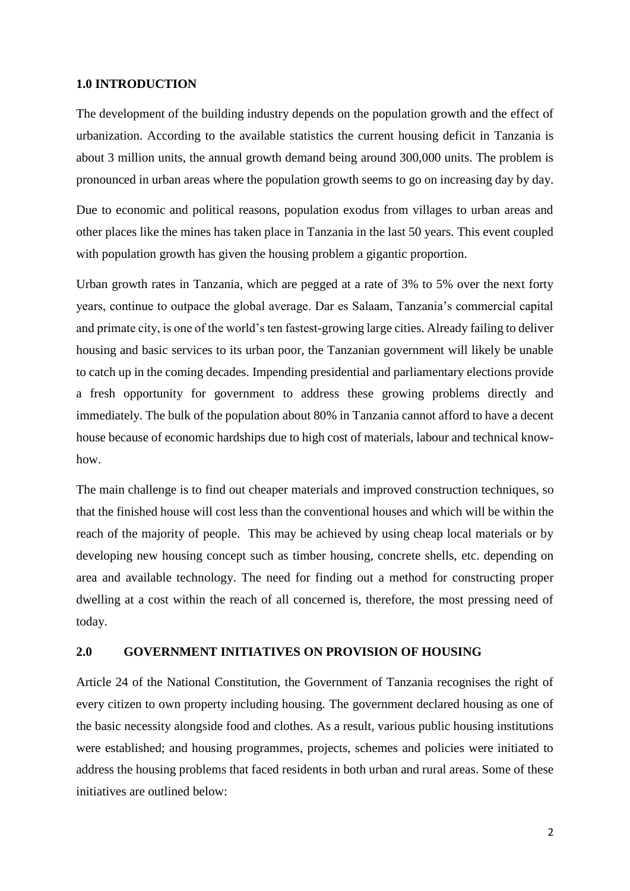## 1.0 INTRODUCTION

The development of the building industry depends on the population growth and the effect of urbanization. According to the available statistics the current housing deficit in Tanzania is about 3 million units, the annual growth demand being around 300,000 units. The problem is pronounced in urban areas where the population growth seems to go on increasing day by day.

Due to economic and political reasons, population exodus from villages to urban areas and other places like the mines has taken place in Tanzania in the last 50 years. This event coupled with population growth has given the housing problem a gigantic proportion.

Urban growth rates in Tanzania, which are pegged at a rate of 3% to 5% over the next forty years, continue to outpace the global average. Dar es Salaam, Tanzania's commercial capital and primate city, is one of the world's ten fastest-growing large cities. Already failing to deliver housing and basic services to its urban poor, the Tanzanian government will likely be unable to catch up in the coming decades. Impending presidential and parliamentary elections provide a fresh opportunity for government to address these growing problems directly and immediately. The bulk of the population about 80% in Tanzania cannot afford to have a decent house because of economic hardships due to high cost of materials, labour and technical know-how.

The main challenge is to find out cheaper materials and improved construction techniques, so that the finished house will cost less than the conventional houses and which will be within the reach of the majority of people. This may be achieved by using cheap local materials or by developing new housing concept such as timber housing, concrete shells, etc. depending on area and available technology. The need for finding out a method for constructing proper dwelling at a cost within the reach of all concerned is, therefore, the most pressing need of today.

## 2.0 GOVERNMENT INITIATIVES ON PROVISION OF HOUSING

Article 24 of the National Constitution, the Government of Tanzania recognises the right of every citizen to own property including housing. The government declared housing as one of the basic necessity alongside food and clothes. As a result, various public housing institutions were established; and housing programmes, projects, schemes and policies were initiated to address the housing problems that faced residents in both urban and rural areas. Some of these initiatives are outlined below: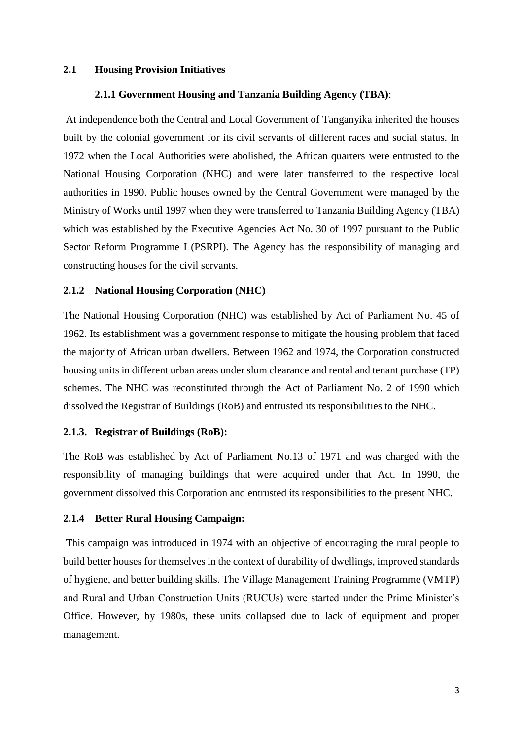## 2.1 Housing Provision Initiatives

### 2.1.1 Government Housing and Tanzania Building Agency (TBA):

At independence both the Central and Local Government of Tanganyika inherited the houses built by the colonial government for its civil servants of different races and social status. In 1972 when the Local Authorities were abolished, the African quarters were entrusted to the National Housing Corporation (NHC) and were later transferred to the respective local authorities in 1990. Public houses owned by the Central Government were managed by the Ministry of Works until 1997 when they were transferred to Tanzania Building Agency (TBA) which was established by the Executive Agencies Act No. 30 of 1997 pursuant to the Public Sector Reform Programme I (PSRPI). The Agency has the responsibility of managing and constructing houses for the civil servants.

### 2.1.2 National Housing Corporation (NHC)

The National Housing Corporation (NHC) was established by Act of Parliament No. 45 of 1962. Its establishment was a government response to mitigate the housing problem that faced the majority of African urban dwellers. Between 1962 and 1974, the Corporation constructed housing units in different urban areas under slum clearance and rental and tenant purchase (TP) schemes. The NHC was reconstituted through the Act of Parliament No. 2 of 1990 which dissolved the Registrar of Buildings (RoB) and entrusted its responsibilities to the NHC.

### 2.1.3. Registrar of Buildings (RoB):

The RoB was established by Act of Parliament No.13 of 1971 and was charged with the responsibility of managing buildings that were acquired under that Act. In 1990, the government dissolved this Corporation and entrusted its responsibilities to the present NHC.

### 2.1.4 Better Rural Housing Campaign:

This campaign was introduced in 1974 with an objective of encouraging the rural people to build better houses for themselves in the context of durability of dwellings, improved standards of hygiene, and better building skills. The Village Management Training Programme (VMTP) and Rural and Urban Construction Units (RUCUs) were started under the Prime Minister's Office. However, by 1980s, these units collapsed due to lack of equipment and proper management.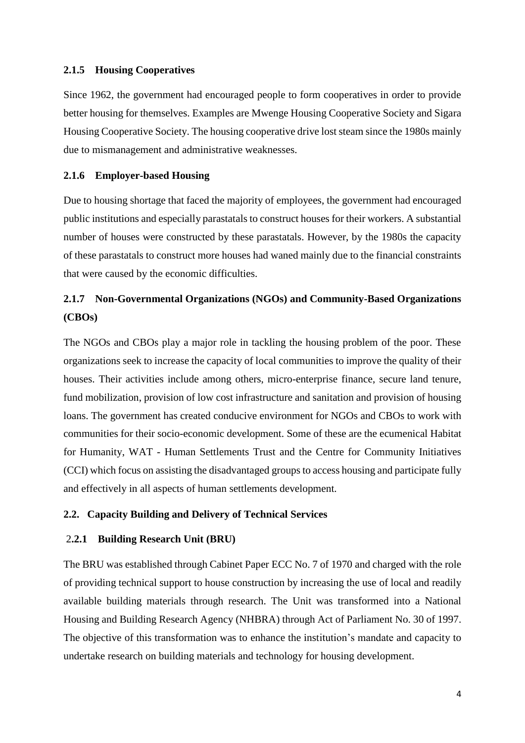### 2.1.5 Housing Cooperatives

Since 1962, the government had encouraged people to form cooperatives in order to provide better housing for themselves. Examples are Mwenge Housing Cooperative Society and Sigara Housing Cooperative Society. The housing cooperative drive lost steam since the 1980s mainly due to mismanagement and administrative weaknesses.

### 2.1.6 Employer-based Housing

Due to housing shortage that faced the majority of employees, the government had encouraged public institutions and especially parastatals to construct houses for their workers. A substantial number of houses were constructed by these parastatals. However, by the 1980s the capacity of these parastatals to construct more houses had waned mainly due to the financial constraints that were caused by the economic difficulties.

### 2.1.7 Non-Governmental Organizations (NGOs) and Community-Based Organizations (CBOs)

The NGOs and CBOs play a major role in tackling the housing problem of the poor. These organizations seek to increase the capacity of local communities to improve the quality of their houses. Their activities include among others, micro-enterprise finance, secure land tenure, fund mobilization, provision of low cost infrastructure and sanitation and provision of housing loans. The government has created conducive environment for NGOs and CBOs to work with communities for their socio-economic development. Some of these are the ecumenical Habitat for Humanity, WAT - Human Settlements Trust and the Centre for Community Initiatives (CCI) which focus on assisting the disadvantaged groups to access housing and participate fully and effectively in all aspects of human settlements development.

## 2.2. Capacity Building and Delivery of Technical Services

### 2.2.1 Building Research Unit (BRU)

The BRU was established through Cabinet Paper ECC No. 7 of 1970 and charged with the role of providing technical support to house construction by increasing the use of local and readily available building materials through research. The Unit was transformed into a National Housing and Building Research Agency (NHBRA) through Act of Parliament No. 30 of 1997. The objective of this transformation was to enhance the institution's mandate and capacity to undertake research on building materials and technology for housing development.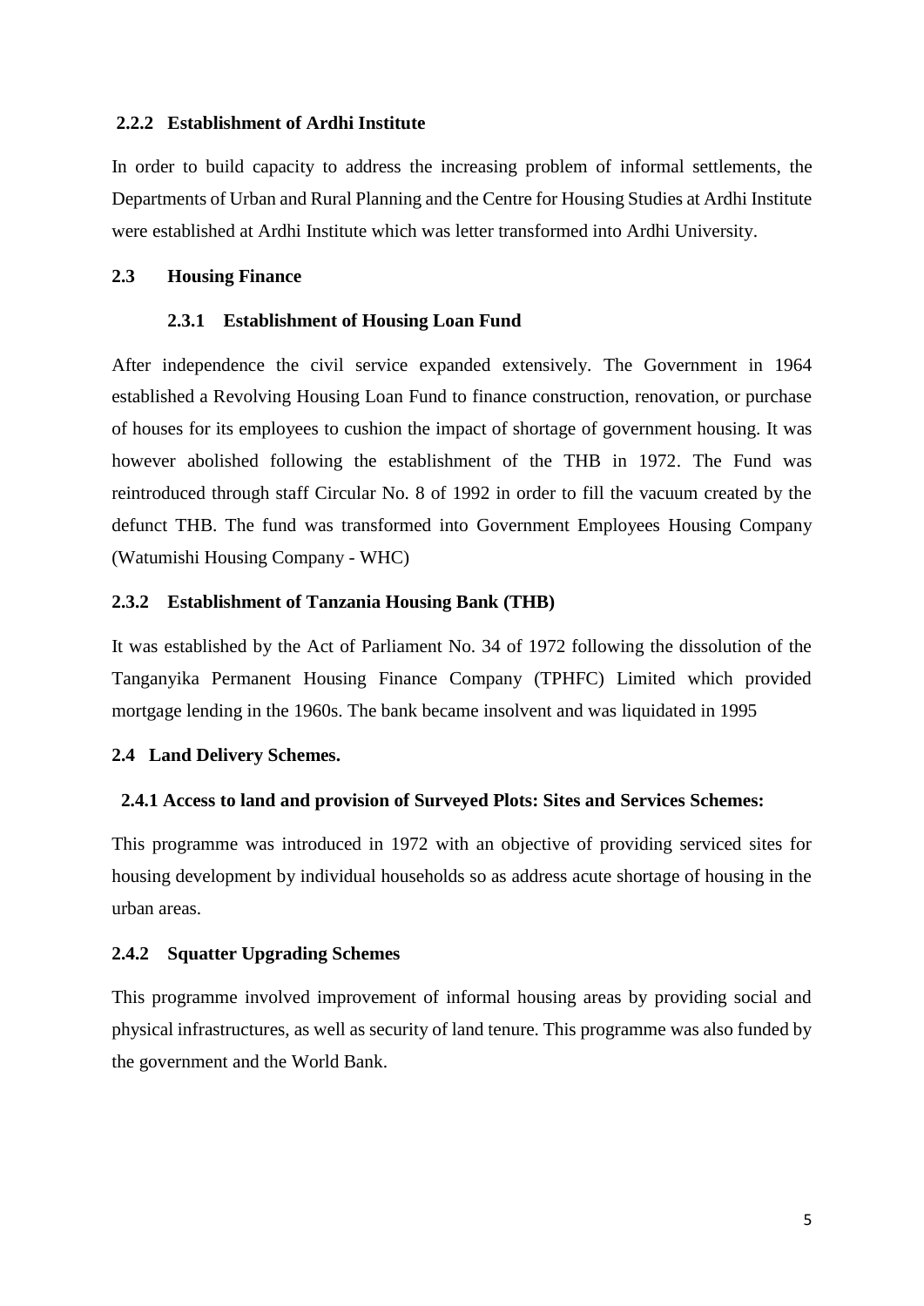### 2.2.2 Establishment of Ardhi Institute

In order to build capacity to address the increasing problem of informal settlements, the Departments of Urban and Rural Planning and the Centre for Housing Studies at Ardhi Institute were established at Ardhi Institute which was letter transformed into Ardhi University.

## 2.3 Housing Finance

### 2.3.1 Establishment of Housing Loan Fund

After independence the civil service expanded extensively. The Government in 1964 established a Revolving Housing Loan Fund to finance construction, renovation, or purchase of houses for its employees to cushion the impact of shortage of government housing. It was however abolished following the establishment of the THB in 1972. The Fund was reintroduced through staff Circular No. 8 of 1992 in order to fill the vacuum created by the defunct THB. The fund was transformed into Government Employees Housing Company (Watumishi Housing Company - WHC)

### 2.3.2 Establishment of Tanzania Housing Bank (THB)

It was established by the Act of Parliament No. 34 of 1972 following the dissolution of the Tanganyika Permanent Housing Finance Company (TPHFC) Limited which provided mortgage lending in the 1960s. The bank became insolvent and was liquidated in 1995

## 2.4 Land Delivery Schemes.

### 2.4.1 Access to land and provision of Surveyed Plots: Sites and Services Schemes:

This programme was introduced in 1972 with an objective of providing serviced sites for housing development by individual households so as address acute shortage of housing in the urban areas.

### 2.4.2 Squatter Upgrading Schemes

This programme involved improvement of informal housing areas by providing social and physical infrastructures, as well as security of land tenure. This programme was also funded by the government and the World Bank.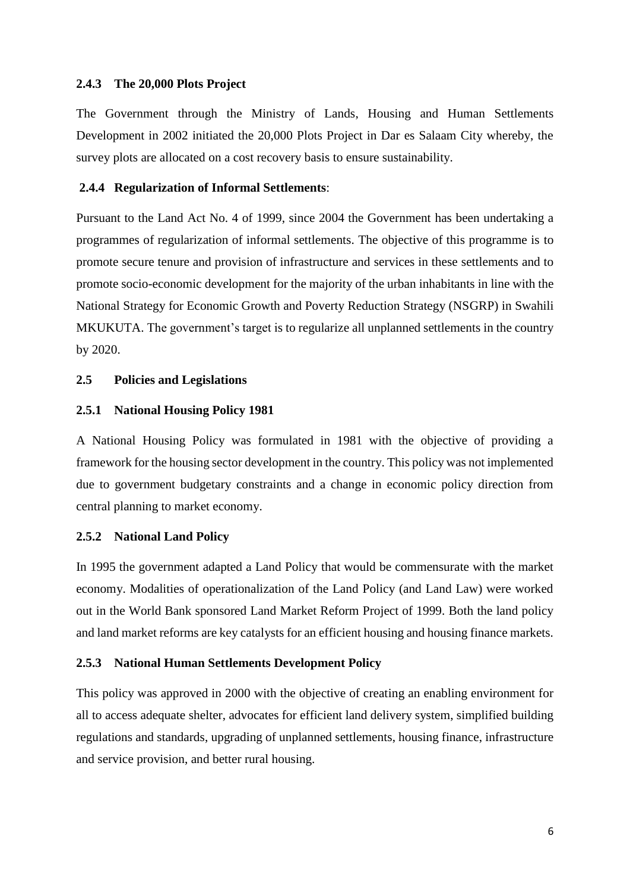### 2.4.3 The 20,000 Plots Project

The Government through the Ministry of Lands, Housing and Human Settlements Development in 2002 initiated the 20,000 Plots Project in Dar es Salaam City whereby, the survey plots are allocated on a cost recovery basis to ensure sustainability.

### 2.4.4 Regularization of Informal Settlements:

Pursuant to the Land Act No. 4 of 1999, since 2004 the Government has been undertaking a programmes of regularization of informal settlements. The objective of this programme is to promote secure tenure and provision of infrastructure and services in these settlements and to promote socio-economic development for the majority of the urban inhabitants in line with the National Strategy for Economic Growth and Poverty Reduction Strategy (NSGRP) in Swahili MKUKUTA. The government's target is to regularize all unplanned settlements in the country by 2020.

## 2.5 Policies and Legislations

### 2.5.1 National Housing Policy 1981

A National Housing Policy was formulated in 1981 with the objective of providing a framework for the housing sector development in the country. This policy was not implemented due to government budgetary constraints and a change in economic policy direction from central planning to market economy.

### 2.5.2 National Land Policy

In 1995 the government adapted a Land Policy that would be commensurate with the market economy. Modalities of operationalization of the Land Policy (and Land Law) were worked out in the World Bank sponsored Land Market Reform Project of 1999. Both the land policy and land market reforms are key catalysts for an efficient housing and housing finance markets.

### 2.5.3 National Human Settlements Development Policy

This policy was approved in 2000 with the objective of creating an enabling environment for all to access adequate shelter, advocates for efficient land delivery system, simplified building regulations and standards, upgrading of unplanned settlements, housing finance, infrastructure and service provision, and better rural housing.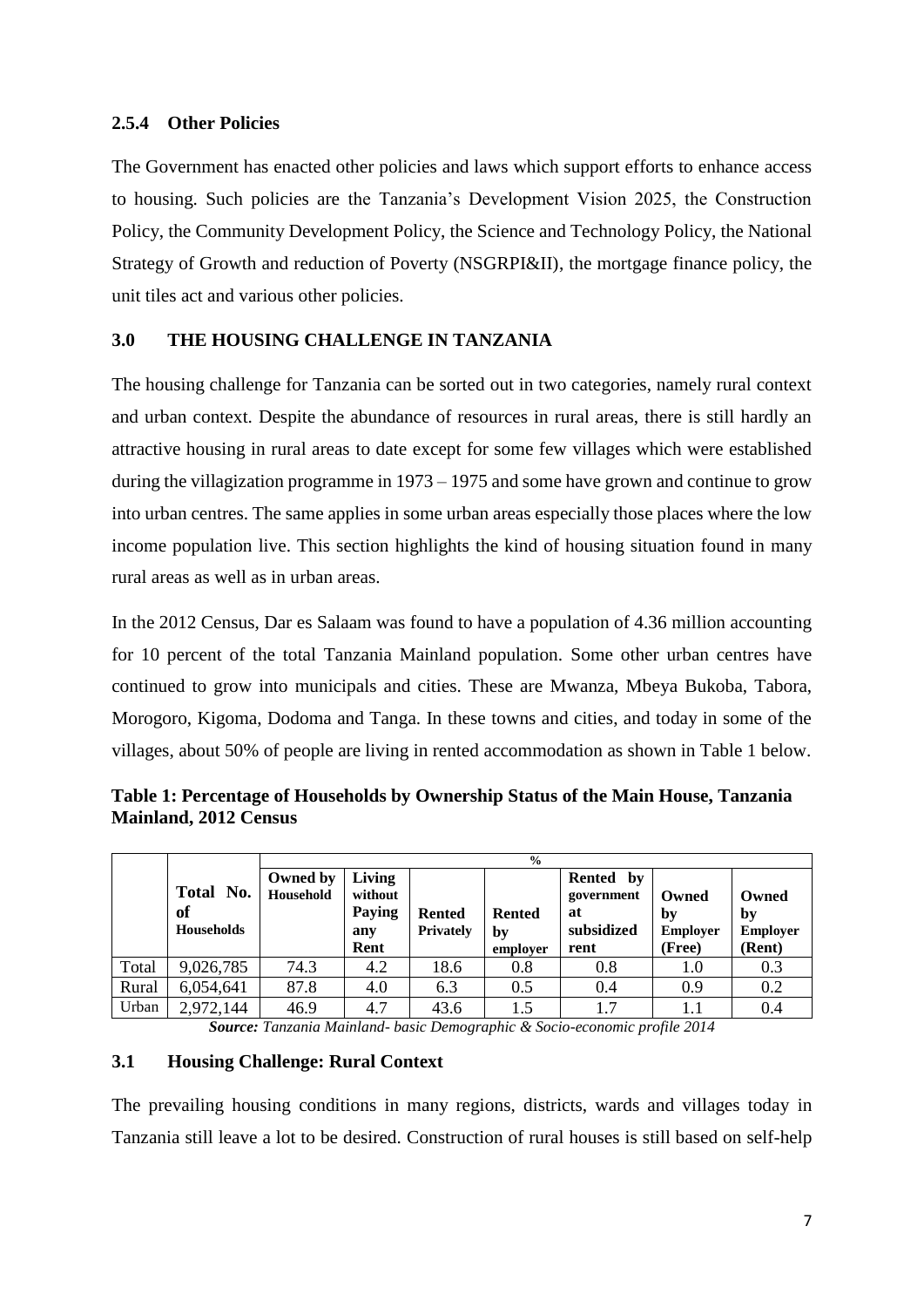### 2.5.4 Other Policies

The Government has enacted other policies and laws which support efforts to enhance access to housing. Such policies are the Tanzania's Development Vision 2025, the Construction Policy, the Community Development Policy, the Science and Technology Policy, the National Strategy of Growth and reduction of Poverty (NSGRPI&II), the mortgage finance policy, the unit tiles act and various other policies.

## 3.0 THE HOUSING CHALLENGE IN TANZANIA

The housing challenge for Tanzania can be sorted out in two categories, namely rural context and urban context. Despite the abundance of resources in rural areas, there is still hardly an attractive housing in rural areas to date except for some few villages which were established during the villagization programme in 1973 – 1975 and some have grown and continue to grow into urban centres. The same applies in some urban areas especially those places where the low income population live. This section highlights the kind of housing situation found in many rural areas as well as in urban areas.

In the 2012 Census, Dar es Salaam was found to have a population of 4.36 million accounting for 10 percent of the total Tanzania Mainland population. Some other urban centres have continued to grow into municipals and cities. These are Mwanza, Mbeya Bukoba, Tabora, Morogoro, Kigoma, Dodoma and Tanga. In these towns and cities, and today in some of the villages, about 50% of people are living in rented accommodation as shown in Table 1 below.

**Table 1: Percentage of Households by Ownership Status of the Main House, Tanzania Mainland, 2012 Census**

| | | % | | | | | | |
|---|---|---|---|---|---|---|---|---|
| | **Total No. of Households** | **Owned by Household** | **Living without Paying any Rent** | **Rented Privately** | **Rented by employer** | **Rented by government at subsidized rent** | **Owned by Employer (Free)** | **Owned by Employer (Rent)** |
| Total | 9,026,785 | 74.3 | 4.2 | 18.6 | 0.8 | 0.8 | 1.0 | 0.3 |
| Rural | 6,054,641 | 87.8 | 4.0 | 6.3 | 0.5 | 0.4 | 0.9 | 0.2 |
| Urban | 2,972,144 | 46.9 | 4.7 | 43.6 | 1.5 | 1.7 | 1.1 | 0.4 |

***Source:*** *Tanzania Mainland- basic Demographic & Socio-economic profile 2014*

### 3.1 Housing Challenge: Rural Context

The prevailing housing conditions in many regions, districts, wards and villages today in Tanzania still leave a lot to be desired. Construction of rural houses is still based on self-help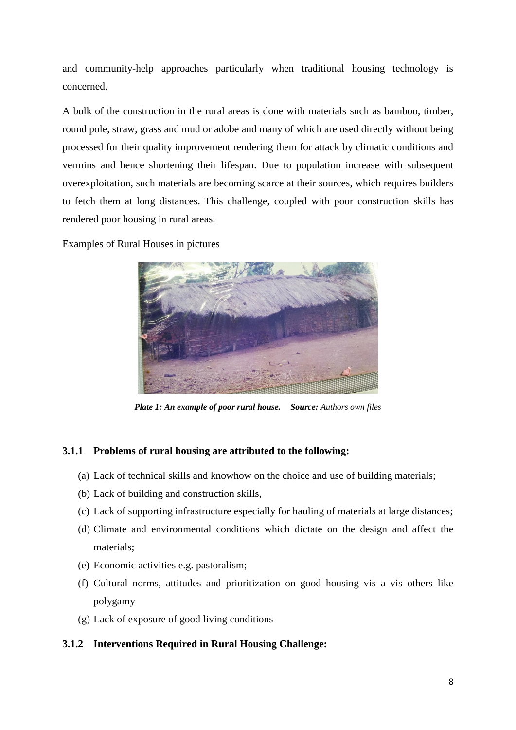and community-help approaches particularly when traditional housing technology is concerned.

A bulk of the construction in the rural areas is done with materials such as bamboo, timber, round pole, straw, grass and mud or adobe and many of which are used directly without being processed for their quality improvement rendering them for attack by climatic conditions and vermins and hence shortening their lifespan. Due to population increase with subsequent overexploitation, such materials are becoming scarce at their sources, which requires builders to fetch them at long distances. This challenge, coupled with poor construction skills has rendered poor housing in rural areas.

Examples of Rural Houses in pictures

***Plate 1: An example of poor rural house.*** ***Source:*** *Authors own files*

### 3.1.1 Problems of rural housing are attributed to the following:

(a) Lack of technical skills and knowhow on the choice and use of building materials;
(b) Lack of building and construction skills,
(c) Lack of supporting infrastructure especially for hauling of materials at large distances;
(d) Climate and environmental conditions which dictate on the design and affect the materials;
(e) Economic activities e.g. pastoralism;
(f) Cultural norms, attitudes and prioritization on good housing vis a vis others like polygamy
(g) Lack of exposure of good living conditions

### 3.1.2 Interventions Required in Rural Housing Challenge: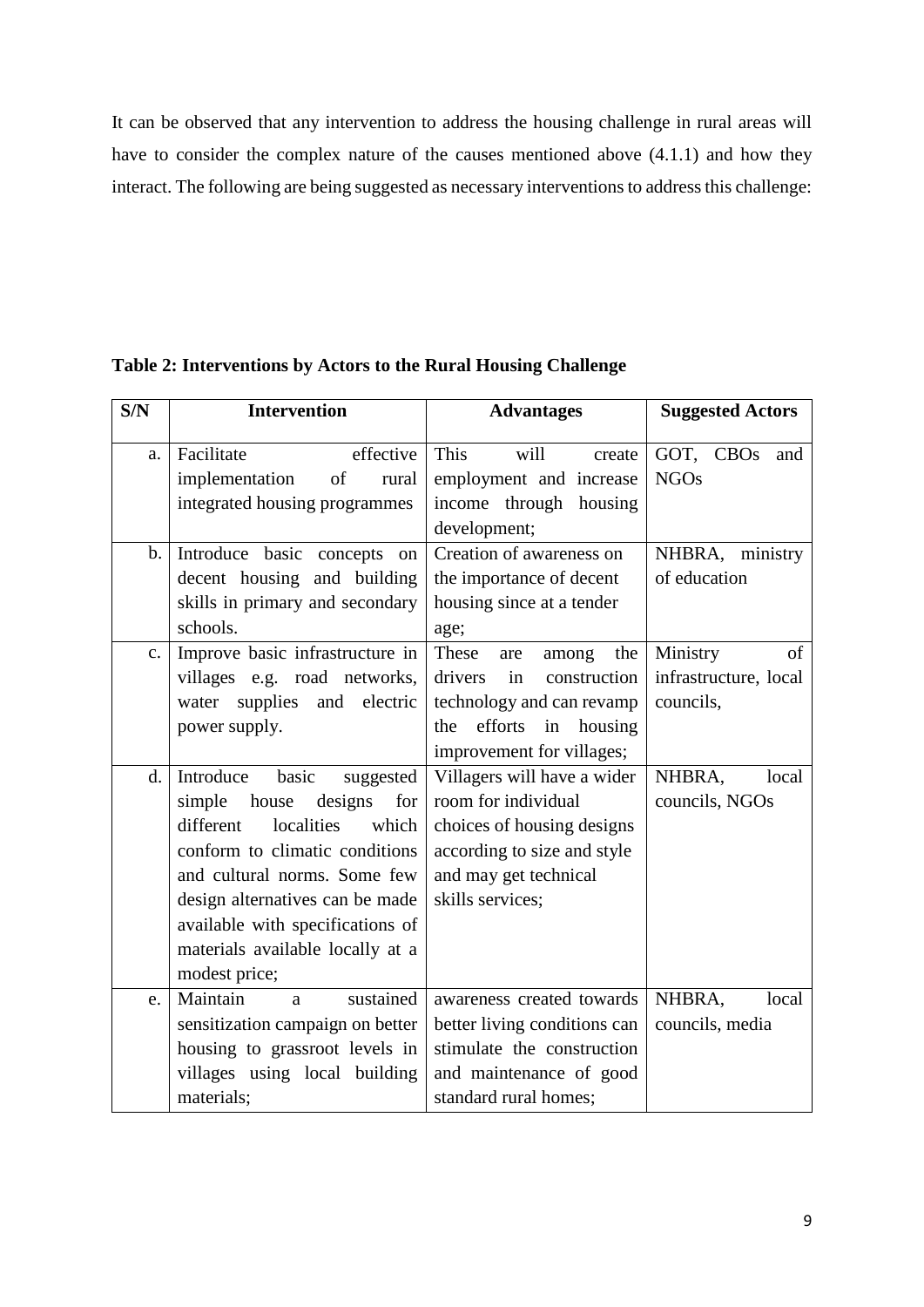It can be observed that any intervention to address the housing challenge in rural areas will have to consider the complex nature of the causes mentioned above (4.1.1) and how they interact. The following are being suggested as necessary interventions to address this challenge:

**Table 2: Interventions by Actors to the Rural Housing Challenge**

| S/N | Intervention | Advantages | Suggested Actors |
|---|---|---|---|
| a. | Facilitate effective implementation of rural integrated housing programmes | This will create employment and increase income through housing development; | GOT, CBOs and NGOs |
| b. | Introduce basic concepts on decent housing and building skills in primary and secondary schools. | Creation of awareness on the importance of decent housing since at a tender age; | NHBRA, ministry of education |
| c. | Improve basic infrastructure in villages e.g. road networks, water supplies and electric power supply. | These are among the drivers in construction technology and can revamp the efforts in housing improvement for villages; | Ministry of infrastructure, local councils, |
| d. | Introduce basic suggested simple house designs for different localities which conform to climatic conditions and cultural norms. Some few design alternatives can be made available with specifications of materials available locally at a modest price; | Villagers will have a wider room for individual choices of housing designs according to size and style and may get technical skills services; | NHBRA, local councils, NGOs |
| e. | Maintain a sustained sensitization campaign on better housing to grassroot levels in villages using local building materials; | awareness created towards better living conditions can stimulate the construction and maintenance of good standard rural homes; | NHBRA, local councils, media |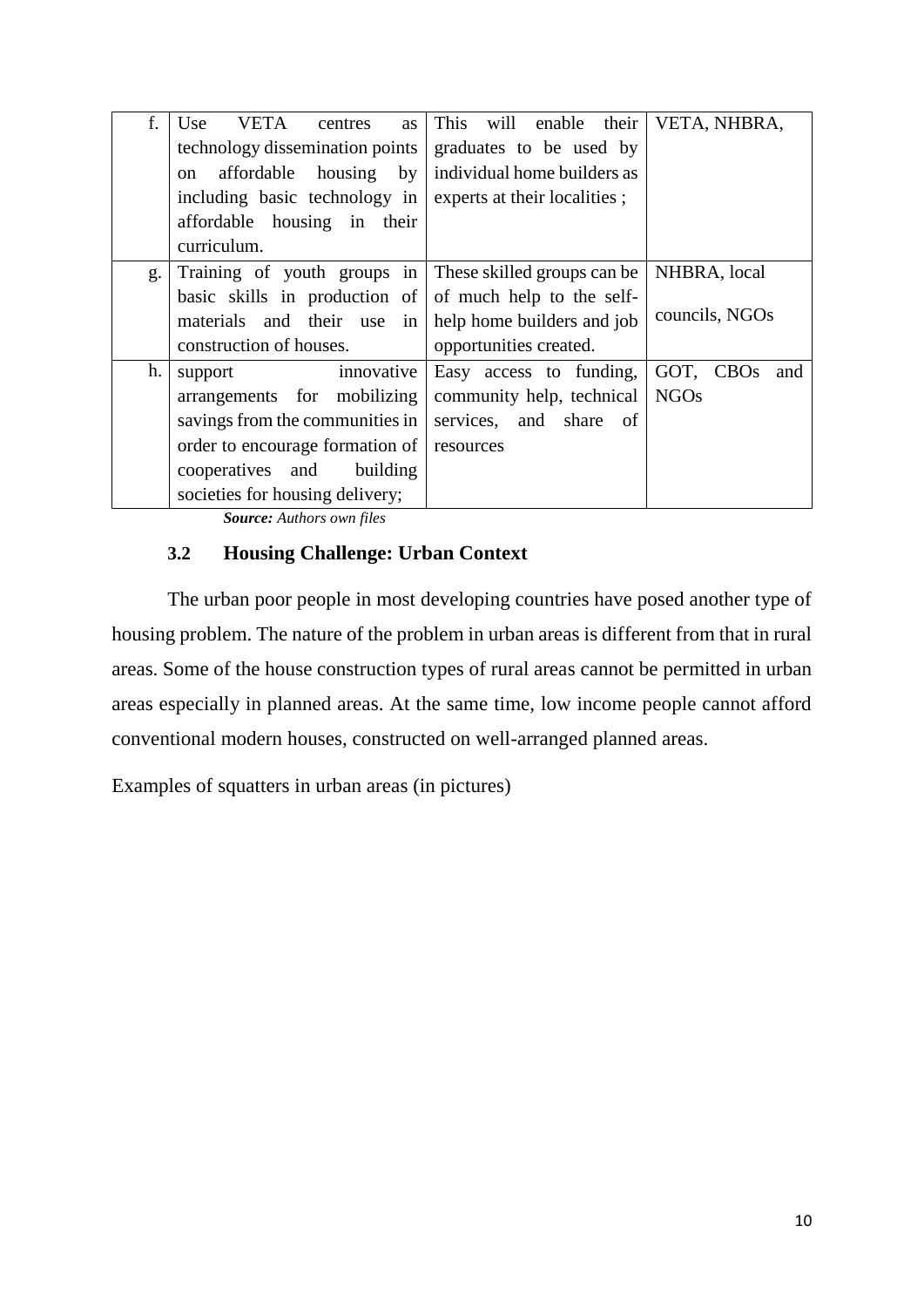| | | | |
|---|---|---|---|
| f. | Use VETA centres as technology dissemination points on affordable housing by including basic technology in affordable housing in their curriculum. | This will enable their graduates to be used by individual home builders as experts at their localities ; | VETA, NHBRA, |
| g. | Training of youth groups in basic skills in production of materials and their use in construction of houses. | These skilled groups can be of much help to the self-help home builders and job opportunities created. | NHBRA, local councils, NGOs |
| h. | support innovative arrangements for mobilizing savings from the communities in order to encourage formation of cooperatives and building societies for housing delivery; | Easy access to funding, community help, technical services, and share of resources | GOT, CBOs and NGOs |

***Source:*** *Authors own files*

### 3.2 Housing Challenge: Urban Context

The urban poor people in most developing countries have posed another type of housing problem. The nature of the problem in urban areas is different from that in rural areas. Some of the house construction types of rural areas cannot be permitted in urban areas especially in planned areas. At the same time, low income people cannot afford conventional modern houses, constructed on well-arranged planned areas.

Examples of squatters in urban areas (in pictures)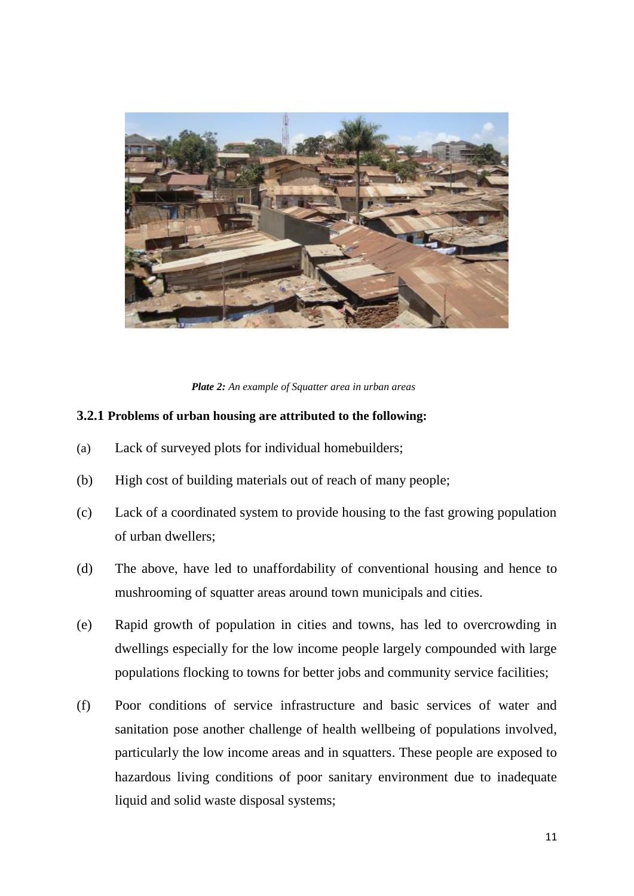*Plate 2:* *An example of Squatter area in urban areas*

### 3.2.1 Problems of urban housing are attributed to the following:

(a) Lack of surveyed plots for individual homebuilders;

(b) High cost of building materials out of reach of many people;

(c) Lack of a coordinated system to provide housing to the fast growing population of urban dwellers;

(d) The above, have led to unaffordability of conventional housing and hence to mushrooming of squatter areas around town municipals and cities.

(e) Rapid growth of population in cities and towns, has led to overcrowding in dwellings especially for the low income people largely compounded with large populations flocking to towns for better jobs and community service facilities;

(f) Poor conditions of service infrastructure and basic services of water and sanitation pose another challenge of health wellbeing of populations involved, particularly the low income areas and in squatters. These people are exposed to hazardous living conditions of poor sanitary environment due to inadequate liquid and solid waste disposal systems;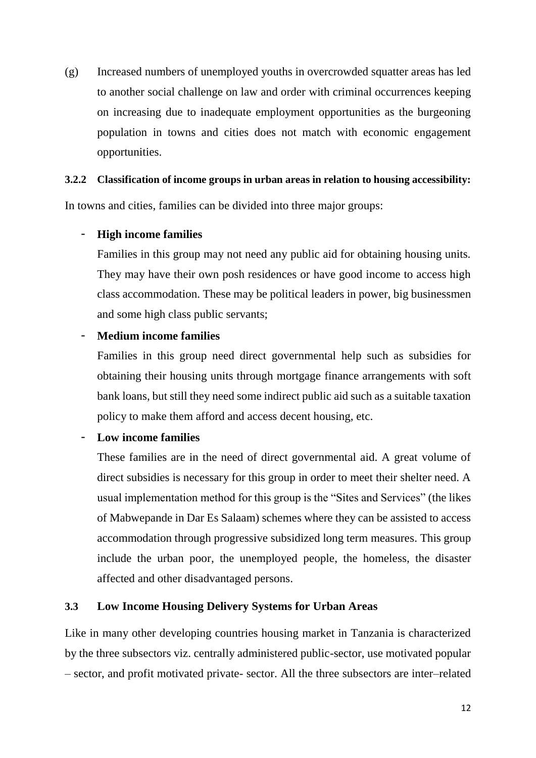(g) Increased numbers of unemployed youths in overcrowded squatter areas has led to another social challenge on law and order with criminal occurrences keeping on increasing due to inadequate employment opportunities as the burgeoning population in towns and cities does not match with economic engagement opportunities.

### 3.2.2 Classification of income groups in urban areas in relation to housing accessibility:

In towns and cities, families can be divided into three major groups:

- **High income families**

  Families in this group may not need any public aid for obtaining housing units. They may have their own posh residences or have good income to access high class accommodation. These may be political leaders in power, big businessmen and some high class public servants;

- **Medium income families**

  Families in this group need direct governmental help such as subsidies for obtaining their housing units through mortgage finance arrangements with soft bank loans, but still they need some indirect public aid such as a suitable taxation policy to make them afford and access decent housing, etc.

- **Low income families**

  These families are in the need of direct governmental aid. A great volume of direct subsidies is necessary for this group in order to meet their shelter need. A usual implementation method for this group is the "Sites and Services" (the likes of Mabwepande in Dar Es Salaam) schemes where they can be assisted to access accommodation through progressive subsidized long term measures. This group include the urban poor, the unemployed people, the homeless, the disaster affected and other disadvantaged persons.

## 3.3 Low Income Housing Delivery Systems for Urban Areas

Like in many other developing countries housing market in Tanzania is characterized by the three subsectors viz. centrally administered public-sector, use motivated popular – sector, and profit motivated private- sector. All the three subsectors are inter–related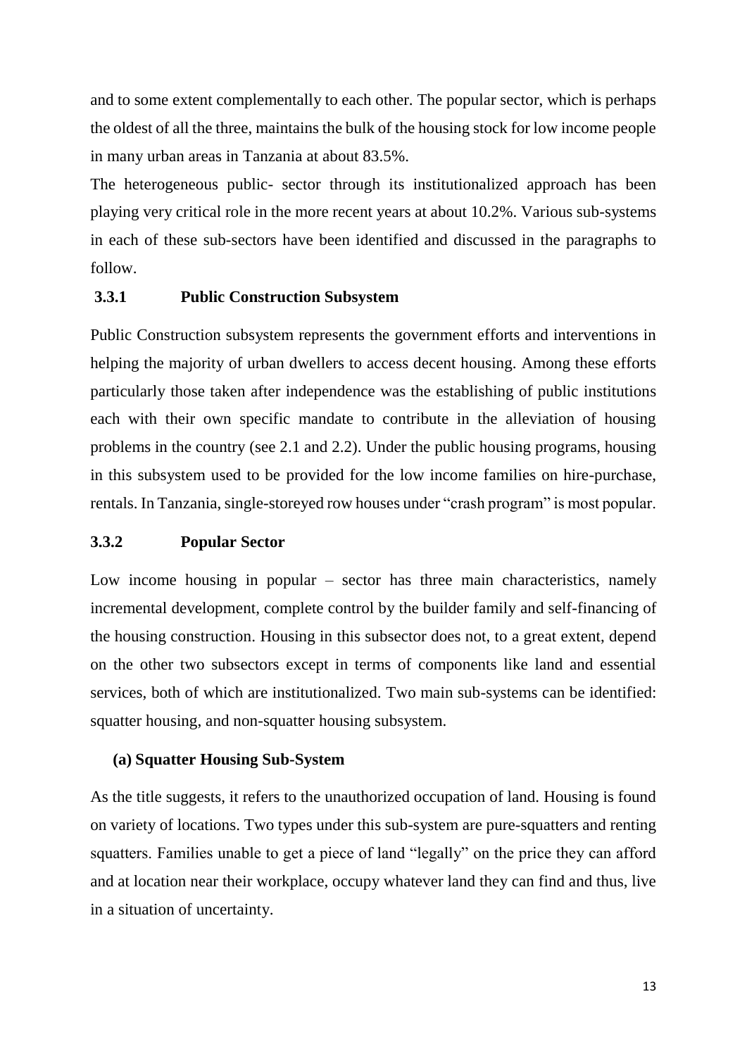and to some extent complementally to each other. The popular sector, which is perhaps the oldest of all the three, maintains the bulk of the housing stock for low income people in many urban areas in Tanzania at about 83.5%.

The heterogeneous public- sector through its institutionalized approach has been playing very critical role in the more recent years at about 10.2%. Various sub-systems in each of these sub-sectors have been identified and discussed in the paragraphs to follow.

### 3.3.1 Public Construction Subsystem

Public Construction subsystem represents the government efforts and interventions in helping the majority of urban dwellers to access decent housing. Among these efforts particularly those taken after independence was the establishing of public institutions each with their own specific mandate to contribute in the alleviation of housing problems in the country (see 2.1 and 2.2). Under the public housing programs, housing in this subsystem used to be provided for the low income families on hire-purchase, rentals. In Tanzania, single-storeyed row houses under "crash program" is most popular.

### 3.3.2 Popular Sector

Low income housing in popular – sector has three main characteristics, namely incremental development, complete control by the builder family and self-financing of the housing construction. Housing in this subsector does not, to a great extent, depend on the other two subsectors except in terms of components like land and essential services, both of which are institutionalized. Two main sub-systems can be identified: squatter housing, and non-squatter housing subsystem.

#### (a) Squatter Housing Sub-System

As the title suggests, it refers to the unauthorized occupation of land. Housing is found on variety of locations. Two types under this sub-system are pure-squatters and renting squatters. Families unable to get a piece of land "legally" on the price they can afford and at location near their workplace, occupy whatever land they can find and thus, live in a situation of uncertainty.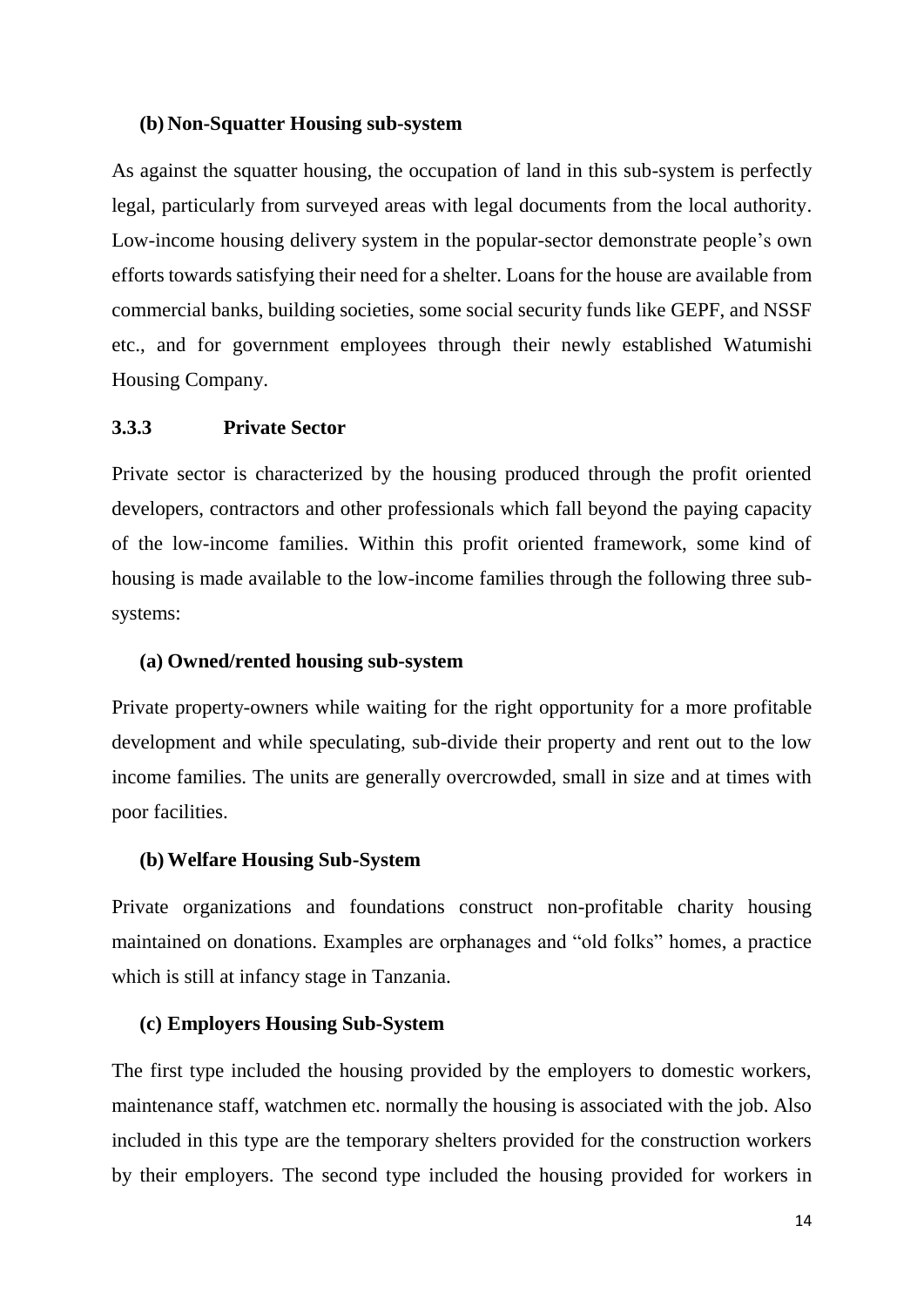#### (b) Non-Squatter Housing sub-system

As against the squatter housing, the occupation of land in this sub-system is perfectly legal, particularly from surveyed areas with legal documents from the local authority. Low-income housing delivery system in the popular-sector demonstrate people's own efforts towards satisfying their need for a shelter. Loans for the house are available from commercial banks, building societies, some social security funds like GEPF, and NSSF etc., and for government employees through their newly established Watumishi Housing Company.

### 3.3.3 Private Sector

Private sector is characterized by the housing produced through the profit oriented developers, contractors and other professionals which fall beyond the paying capacity of the low-income families. Within this profit oriented framework, some kind of housing is made available to the low-income families through the following three sub-systems:

#### (a) Owned/rented housing sub-system

Private property-owners while waiting for the right opportunity for a more profitable development and while speculating, sub-divide their property and rent out to the low income families. The units are generally overcrowded, small in size and at times with poor facilities.

#### (b) Welfare Housing Sub-System

Private organizations and foundations construct non-profitable charity housing maintained on donations. Examples are orphanages and "old folks" homes, a practice which is still at infancy stage in Tanzania.

#### (c) Employers Housing Sub-System

The first type included the housing provided by the employers to domestic workers, maintenance staff, watchmen etc. normally the housing is associated with the job. Also included in this type are the temporary shelters provided for the construction workers by their employers. The second type included the housing provided for workers in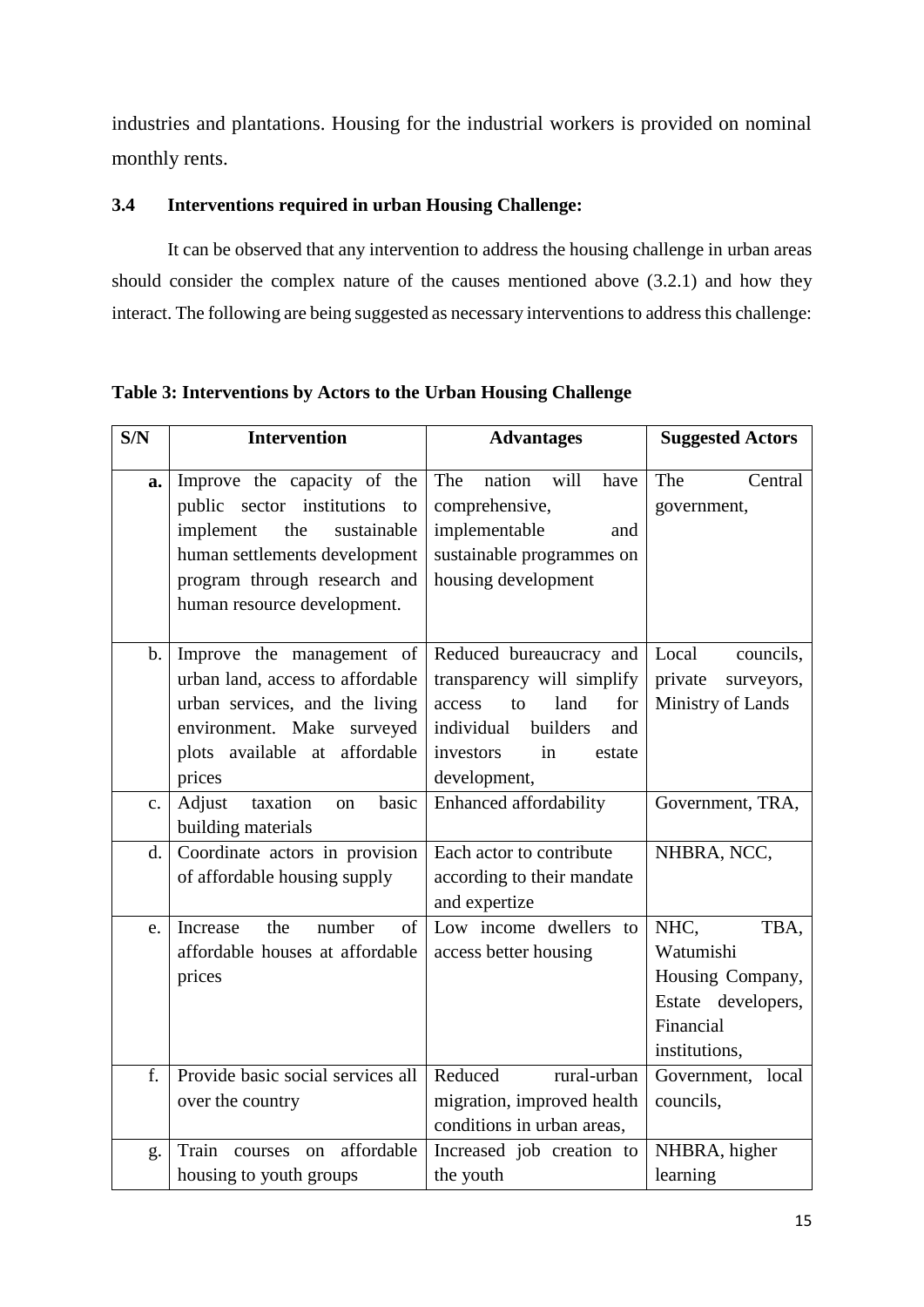industries and plantations. Housing for the industrial workers is provided on nominal monthly rents.

### 3.4 Interventions required in urban Housing Challenge:

It can be observed that any intervention to address the housing challenge in urban areas should consider the complex nature of the causes mentioned above (3.2.1) and how they interact. The following are being suggested as necessary interventions to address this challenge:

**Table 3: Interventions by Actors to the Urban Housing Challenge**

| S/N | Intervention | Advantages | Suggested Actors |
|---|---|---|---|
| **a.** | Improve the capacity of the public sector institutions to implement the sustainable human settlements development program through research and human resource development. | The nation will have comprehensive, implementable and sustainable programmes on housing development | The Central government, |
| b. | Improve the management of urban land, access to affordable urban services, and the living environment. Make surveyed plots available at affordable prices | Reduced bureaucracy and transparency will simplify access to land for individual builders and investors in estate development, | Local councils, private surveyors, Ministry of Lands |
| c. | Adjust taxation on basic building materials | Enhanced affordability | Government, TRA, |
| d. | Coordinate actors in provision of affordable housing supply | Each actor to contribute according to their mandate and expertize | NHBRA, NCC, |
| e. | Increase the number of affordable houses at affordable prices | Low income dwellers to access better housing | NHC, TBA, Watumishi Housing Company, Estate developers, Financial institutions, |
| f. | Provide basic social services all over the country | Reduced rural-urban migration, improved health conditions in urban areas, | Government, local councils, |
| g. | Train courses on affordable housing to youth groups | Increased job creation to the youth | NHBRA, higher learning |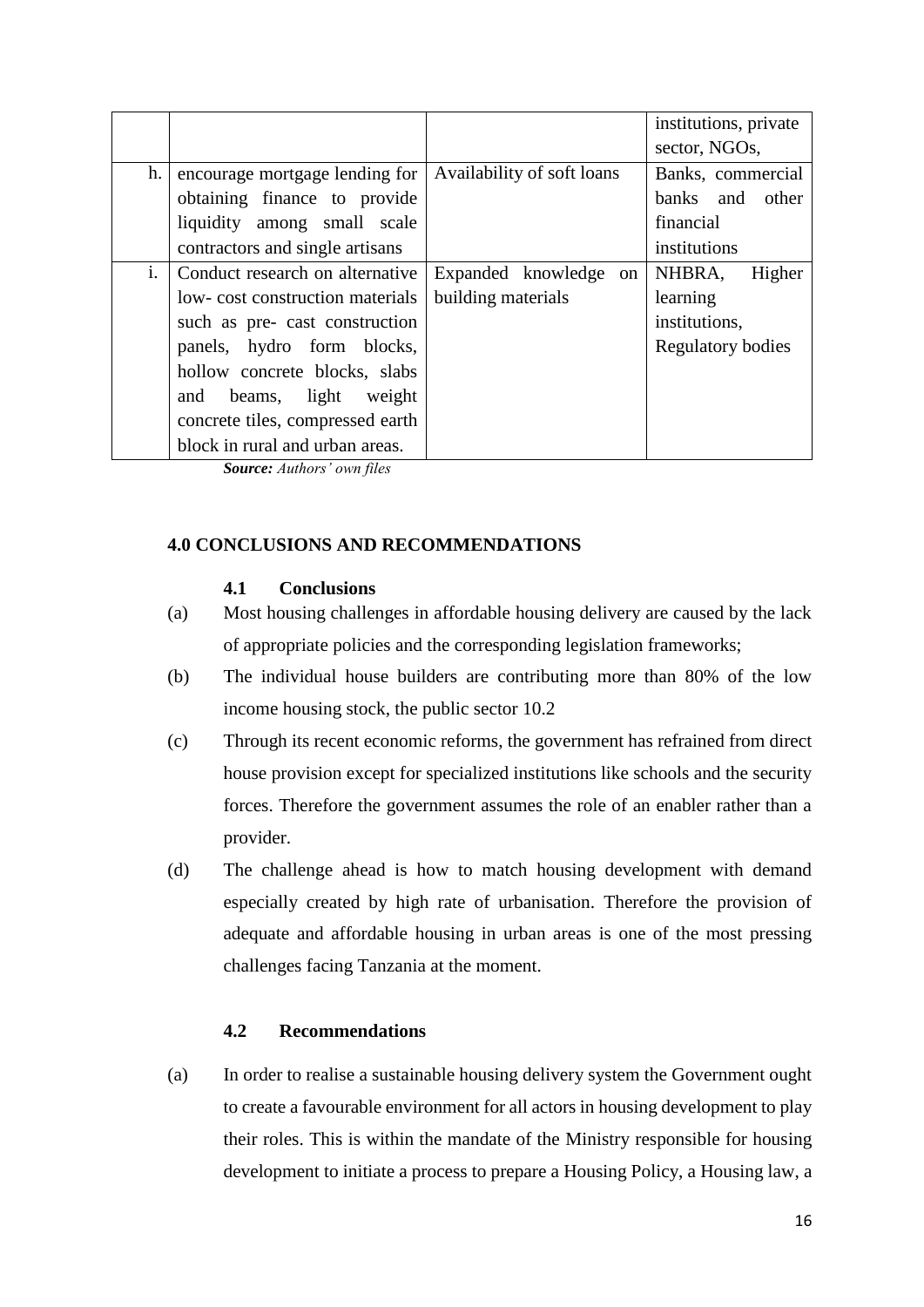| | | | |
|---|---|---|---|
| | | | institutions, private sector, NGOs, |
| h. | encourage mortgage lending for obtaining finance to provide liquidity among small scale contractors and single artisans | Availability of soft loans | Banks, commercial banks and other financial institutions |
| i. | Conduct research on alternative low- cost construction materials such as pre- cast construction panels, hydro form blocks, hollow concrete blocks, slabs and beams, light weight concrete tiles, compressed earth block in rural and urban areas. | Expanded knowledge on building materials | NHBRA, Higher learning institutions, Regulatory bodies |

***Source:*** *Authors' own files*

## 4.0 CONCLUSIONS AND RECOMMENDATIONS

### 4.1 Conclusions

(a) Most housing challenges in affordable housing delivery are caused by the lack of appropriate policies and the corresponding legislation frameworks;

(b) The individual house builders are contributing more than 80% of the low income housing stock, the public sector 10.2

(c) Through its recent economic reforms, the government has refrained from direct house provision except for specialized institutions like schools and the security forces. Therefore the government assumes the role of an enabler rather than a provider.

(d) The challenge ahead is how to match housing development with demand especially created by high rate of urbanisation. Therefore the provision of adequate and affordable housing in urban areas is one of the most pressing challenges facing Tanzania at the moment.

### 4.2 Recommendations

(a) In order to realise a sustainable housing delivery system the Government ought to create a favourable environment for all actors in housing development to play their roles. This is within the mandate of the Ministry responsible for housing development to initiate a process to prepare a Housing Policy, a Housing law, a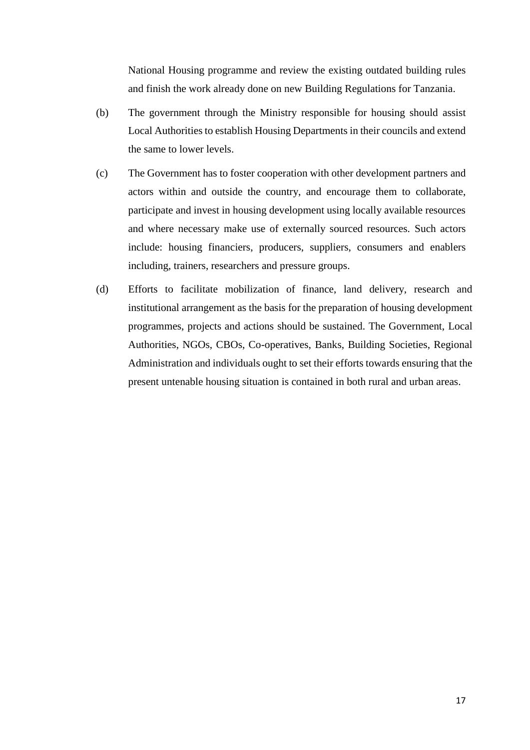National Housing programme and review the existing outdated building rules and finish the work already done on new Building Regulations for Tanzania.

(b) The government through the Ministry responsible for housing should assist Local Authorities to establish Housing Departments in their councils and extend the same to lower levels.

(c) The Government has to foster cooperation with other development partners and actors within and outside the country, and encourage them to collaborate, participate and invest in housing development using locally available resources and where necessary make use of externally sourced resources. Such actors include: housing financiers, producers, suppliers, consumers and enablers including, trainers, researchers and pressure groups.

(d) Efforts to facilitate mobilization of finance, land delivery, research and institutional arrangement as the basis for the preparation of housing development programmes, projects and actions should be sustained. The Government, Local Authorities, NGOs, CBOs, Co-operatives, Banks, Building Societies, Regional Administration and individuals ought to set their efforts towards ensuring that the present untenable housing situation is contained in both rural and urban areas.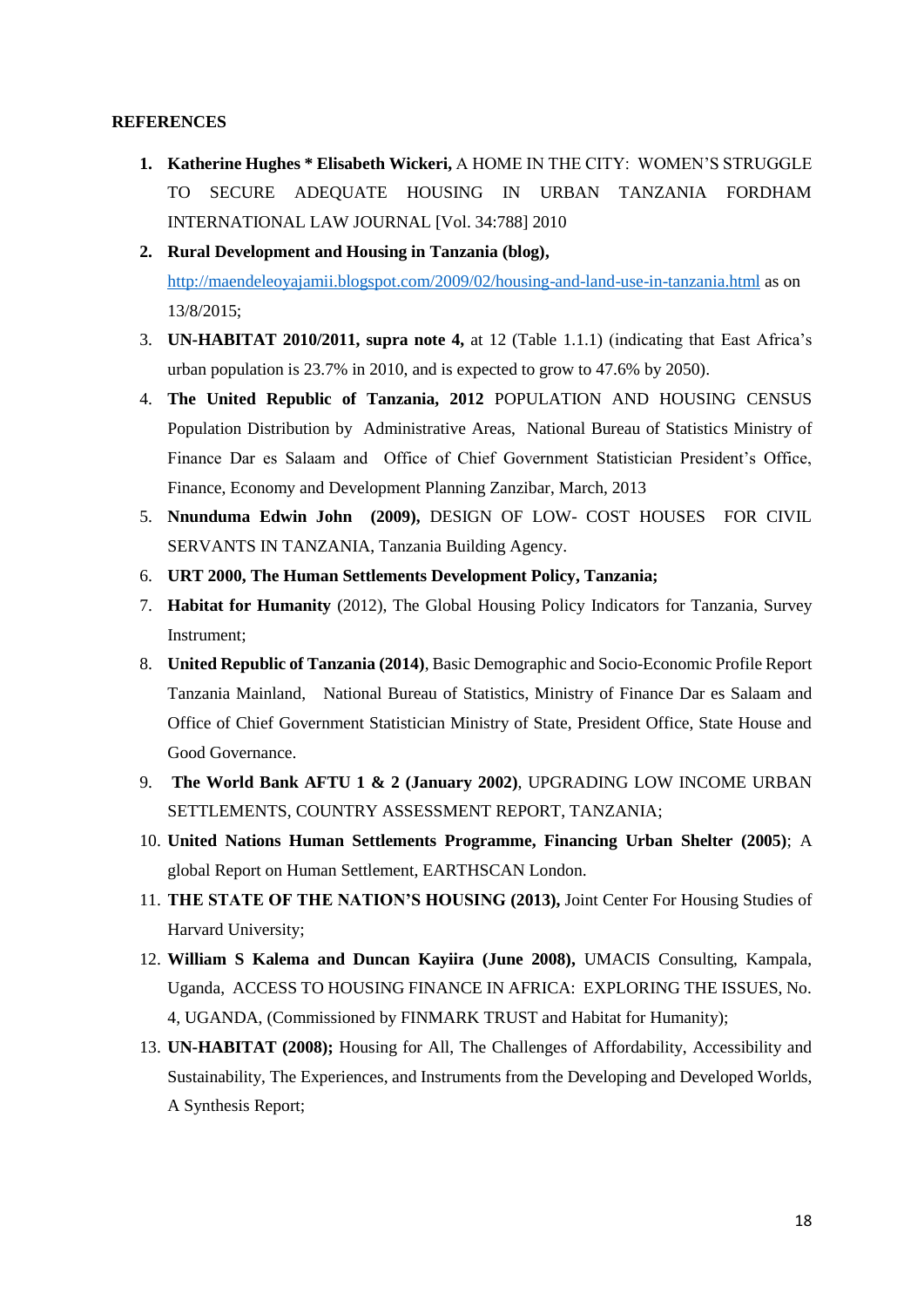**REFERENCES**

1. **Katherine Hughes * Elisabeth Wickeri,** A HOME IN THE CITY: WOMEN'S STRUGGLE TO SECURE ADEQUATE HOUSING IN URBAN TANZANIA FORDHAM INTERNATIONAL LAW JOURNAL [Vol. 34:788] 2010
2. **Rural Development and Housing in Tanzania (blog),** [http://maendeleoyajamii.blogspot.com/2009/02/housing-and-land-use-in-tanzania.html](http://maendeleoyajamii.blogspot.com/2009/02/housing-and-land-use-in-tanzania.html) as on 13/8/2015;
3. **UN-HABITAT 2010/2011, supra note 4,** at 12 (Table 1.1.1) (indicating that East Africa's urban population is 23.7% in 2010, and is expected to grow to 47.6% by 2050).
4. **The United Republic of Tanzania, 2012** POPULATION AND HOUSING CENSUS Population Distribution by Administrative Areas, National Bureau of Statistics Ministry of Finance Dar es Salaam and Office of Chief Government Statistician President's Office, Finance, Economy and Development Planning Zanzibar, March, 2013
5. **Nnunduma Edwin John (2009),** DESIGN OF LOW- COST HOUSES FOR CIVIL SERVANTS IN TANZANIA, Tanzania Building Agency.
6. **URT 2000, The Human Settlements Development Policy, Tanzania;**
7. **Habitat for Humanity** (2012), The Global Housing Policy Indicators for Tanzania, Survey Instrument;
8. **United Republic of Tanzania (2014)**, Basic Demographic and Socio-Economic Profile Report Tanzania Mainland, National Bureau of Statistics, Ministry of Finance Dar es Salaam and Office of Chief Government Statistician Ministry of State, President Office, State House and Good Governance.
9. **The World Bank AFTU 1 & 2 (January 2002)**, UPGRADING LOW INCOME URBAN SETTLEMENTS, COUNTRY ASSESSMENT REPORT, TANZANIA;
10. **United Nations Human Settlements Programme, Financing Urban Shelter (2005)**; A global Report on Human Settlement, EARTHSCAN London.
11. **THE STATE OF THE NATION'S HOUSING (2013),** Joint Center For Housing Studies of Harvard University;
12. **William S Kalema and Duncan Kayiira (June 2008),** UMACIS Consulting, Kampala, Uganda, ACCESS TO HOUSING FINANCE IN AFRICA: EXPLORING THE ISSUES, No. 4, UGANDA, (Commissioned by FINMARK TRUST and Habitat for Humanity);
13. **UN-HABITAT (2008);** Housing for All, The Challenges of Affordability, Accessibility and Sustainability, The Experiences, and Instruments from the Developing and Developed Worlds, A Synthesis Report;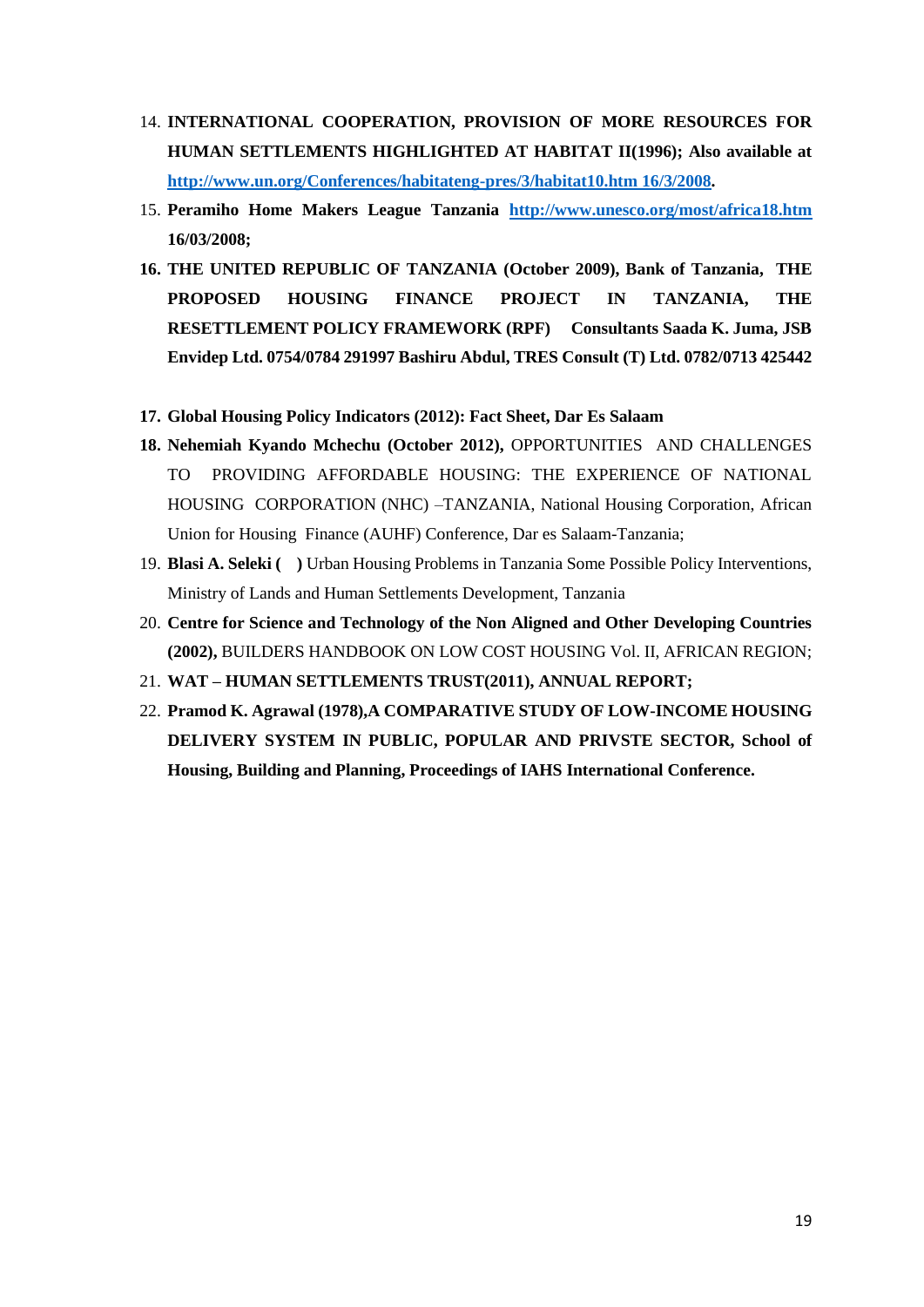14. **INTERNATIONAL COOPERATION, PROVISION OF MORE RESOURCES FOR HUMAN SETTLEMENTS HIGHLIGHTED AT HABITAT II(1996); Also available at [http://www.un.org/Conferences/habitateng-pres/3/habitat10.htm 16/3/2008](http://www.un.org/Conferences/habitateng-pres/3/habitat10.htm).**
15. **Peramiho Home Makers League Tanzania [http://www.unesco.org/most/africa18.htm](http://www.unesco.org/most/africa18.htm) 16/03/2008;**
16. **THE UNITED REPUBLIC OF TANZANIA (October 2009), Bank of Tanzania, THE PROPOSED HOUSING FINANCE PROJECT IN TANZANIA, THE RESETTLEMENT POLICY FRAMEWORK (RPF) Consultants Saada K. Juma, JSB Envidep Ltd. 0754/0784 291997 Bashiru Abdul, TRES Consult (T) Ltd. 0782/0713 425442**
17. **Global Housing Policy Indicators (2012): Fact Sheet, Dar Es Salaam**
18. **Nehemiah Kyando Mchechu (October 2012),** OPPORTUNITIES AND CHALLENGES TO PROVIDING AFFORDABLE HOUSING: THE EXPERIENCE OF NATIONAL HOUSING CORPORATION (NHC) –TANZANIA, National Housing Corporation, African Union for Housing Finance (AUHF) Conference, Dar es Salaam-Tanzania;
19. **Blasi A. Seleki ( )** Urban Housing Problems in Tanzania Some Possible Policy Interventions, Ministry of Lands and Human Settlements Development, Tanzania
20. **Centre for Science and Technology of the Non Aligned and Other Developing Countries (2002),** BUILDERS HANDBOOK ON LOW COST HOUSING Vol. II, AFRICAN REGION;
21. **WAT – HUMAN SETTLEMENTS TRUST(2011), ANNUAL REPORT;**
22. **Pramod K. Agrawal (1978),A COMPARATIVE STUDY OF LOW-INCOME HOUSING DELIVERY SYSTEM IN PUBLIC, POPULAR AND PRIVSTE SECTOR, School of Housing, Building and Planning, Proceedings of IAHS International Conference.**